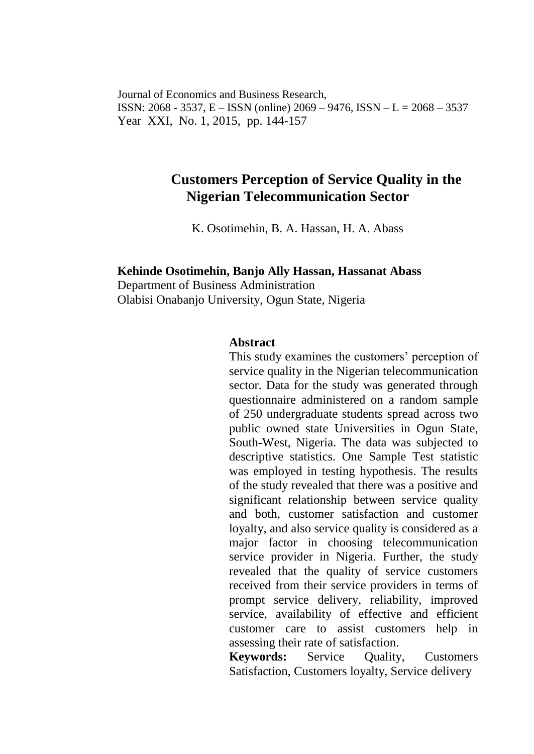Journal of Economics and Business Research,
ISSN: 2068 - 3537, E – ISSN (online) 2069 – 9476, ISSN – L = 2068 – 3537
Year XXI, No. 1, 2015, pp. 144-157

# Customers Perception of Service Quality in the Nigerian Telecommunication Sector

K. Osotimehin, B. A. Hassan, H. A. Abass

**Kehinde Osotimehin, Banjo Ally Hassan, Hassanat Abass**
Department of Business Administration
Olabisi Onabanjo University, Ogun State, Nigeria

## Abstract

This study examines the customers' perception of service quality in the Nigerian telecommunication sector. Data for the study was generated through questionnaire administered on a random sample of 250 undergraduate students spread across two public owned state Universities in Ogun State, South-West, Nigeria. The data was subjected to descriptive statistics. One Sample Test statistic was employed in testing hypothesis. The results of the study revealed that there was a positive and significant relationship between service quality and both, customer satisfaction and customer loyalty, and also service quality is considered as a major factor in choosing telecommunication service provider in Nigeria. Further, the study revealed that the quality of service customers received from their service providers in terms of prompt service delivery, reliability, improved service, availability of effective and efficient customer care to assist customers help in assessing their rate of satisfaction.

**Keywords:** Service Quality, Customers Satisfaction, Customers loyalty, Service delivery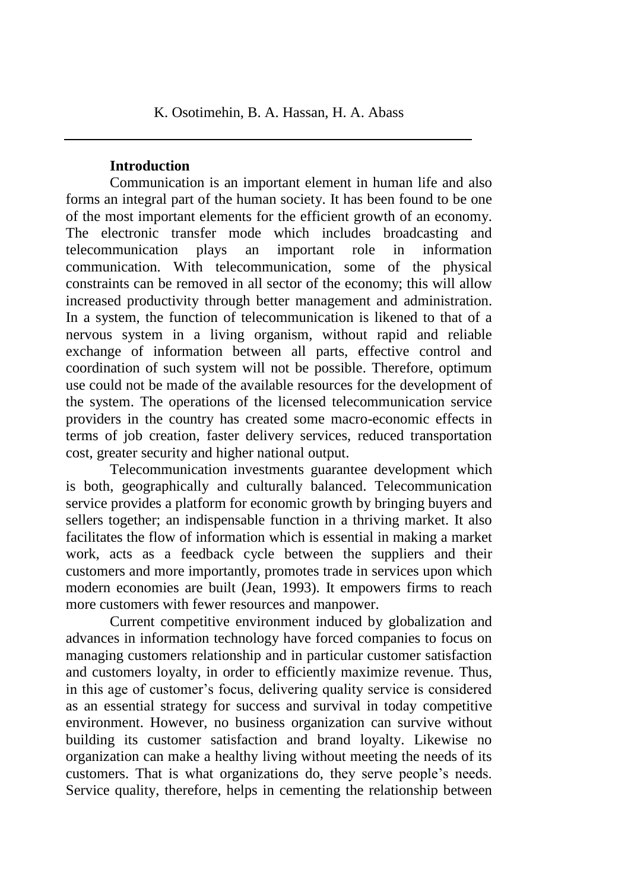## Introduction

Communication is an important element in human life and also forms an integral part of the human society. It has been found to be one of the most important elements for the efficient growth of an economy. The electronic transfer mode which includes broadcasting and telecommunication plays an important role in information communication. With telecommunication, some of the physical constraints can be removed in all sector of the economy; this will allow increased productivity through better management and administration. In a system, the function of telecommunication is likened to that of a nervous system in a living organism, without rapid and reliable exchange of information between all parts, effective control and coordination of such system will not be possible. Therefore, optimum use could not be made of the available resources for the development of the system. The operations of the licensed telecommunication service providers in the country has created some macro-economic effects in terms of job creation, faster delivery services, reduced transportation cost, greater security and higher national output.

Telecommunication investments guarantee development which is both, geographically and culturally balanced. Telecommunication service provides a platform for economic growth by bringing buyers and sellers together; an indispensable function in a thriving market. It also facilitates the flow of information which is essential in making a market work, acts as a feedback cycle between the suppliers and their customers and more importantly, promotes trade in services upon which modern economies are built (Jean, 1993). It empowers firms to reach more customers with fewer resources and manpower.

Current competitive environment induced by globalization and advances in information technology have forced companies to focus on managing customers relationship and in particular customer satisfaction and customers loyalty, in order to efficiently maximize revenue. Thus, in this age of customer's focus, delivering quality service is considered as an essential strategy for success and survival in today competitive environment. However, no business organization can survive without building its customer satisfaction and brand loyalty. Likewise no organization can make a healthy living without meeting the needs of its customers. That is what organizations do, they serve people's needs. Service quality, therefore, helps in cementing the relationship between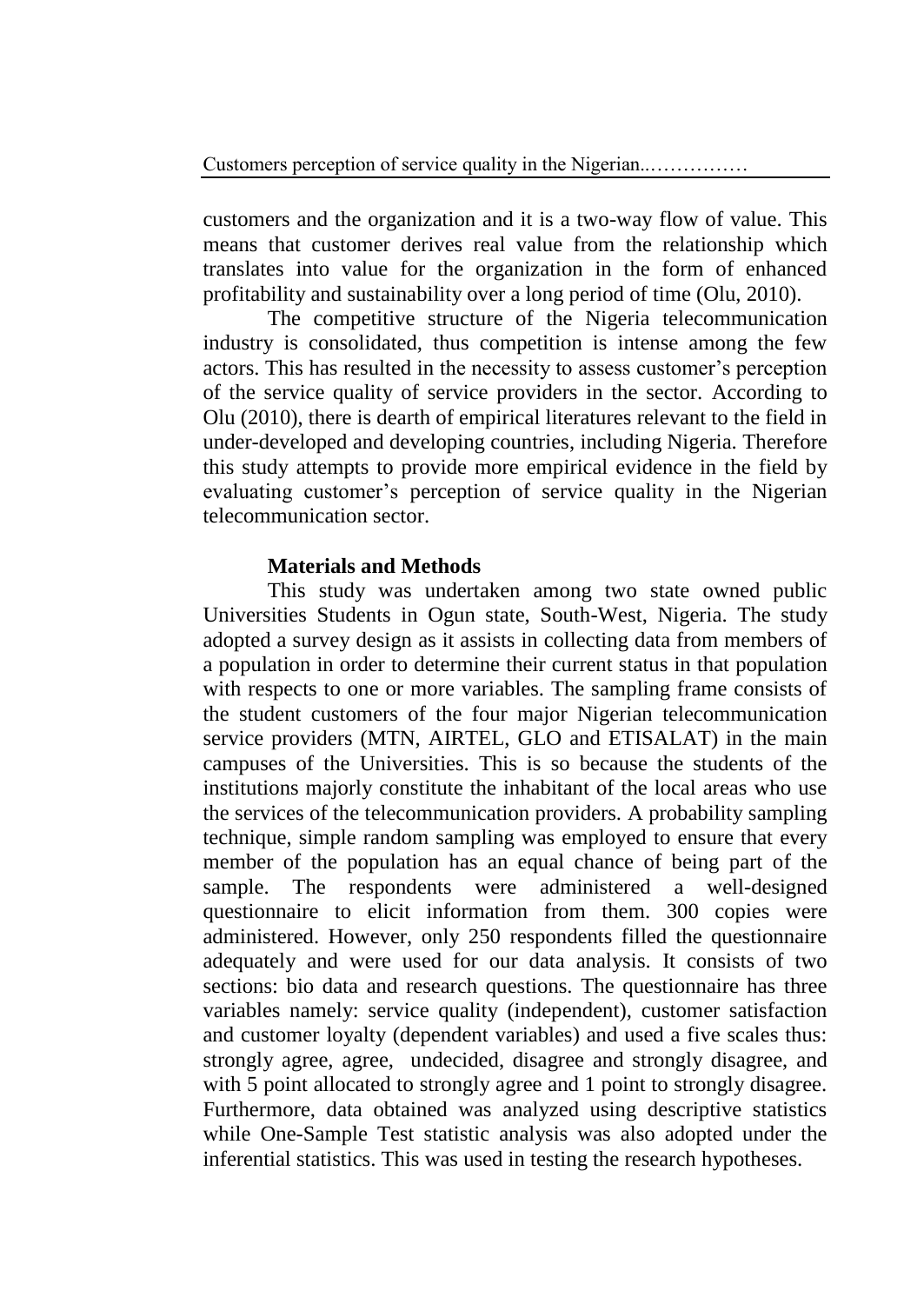customers and the organization and it is a two-way flow of value. This means that customer derives real value from the relationship which translates into value for the organization in the form of enhanced profitability and sustainability over a long period of time (Olu, 2010).

The competitive structure of the Nigeria telecommunication industry is consolidated, thus competition is intense among the few actors. This has resulted in the necessity to assess customer's perception of the service quality of service providers in the sector. According to Olu (2010), there is dearth of empirical literatures relevant to the field in under-developed and developing countries, including Nigeria. Therefore this study attempts to provide more empirical evidence in the field by evaluating customer's perception of service quality in the Nigerian telecommunication sector.

## Materials and Methods

This study was undertaken among two state owned public Universities Students in Ogun state, South-West, Nigeria. The study adopted a survey design as it assists in collecting data from members of a population in order to determine their current status in that population with respects to one or more variables. The sampling frame consists of the student customers of the four major Nigerian telecommunication service providers (MTN, AIRTEL, GLO and ETISALAT) in the main campuses of the Universities. This is so because the students of the institutions majorly constitute the inhabitant of the local areas who use the services of the telecommunication providers. A probability sampling technique, simple random sampling was employed to ensure that every member of the population has an equal chance of being part of the sample. The respondents were administered a well-designed questionnaire to elicit information from them. 300 copies were administered. However, only 250 respondents filled the questionnaire adequately and were used for our data analysis. It consists of two sections: bio data and research questions. The questionnaire has three variables namely: service quality (independent), customer satisfaction and customer loyalty (dependent variables) and used a five scales thus: strongly agree, agree, undecided, disagree and strongly disagree, and with 5 point allocated to strongly agree and 1 point to strongly disagree. Furthermore, data obtained was analyzed using descriptive statistics while One-Sample Test statistic analysis was also adopted under the inferential statistics. This was used in testing the research hypotheses.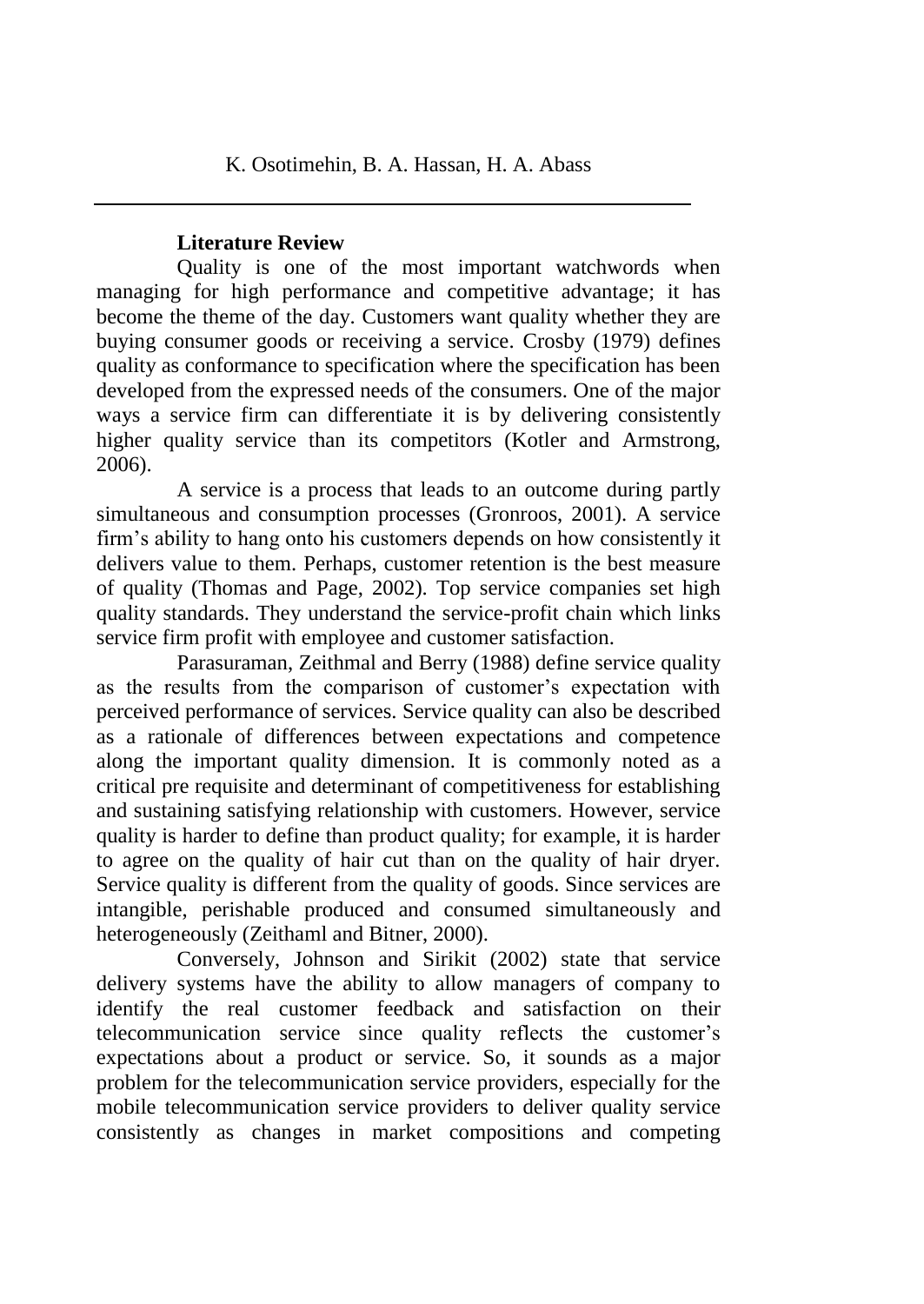## Literature Review

Quality is one of the most important watchwords when managing for high performance and competitive advantage; it has become the theme of the day. Customers want quality whether they are buying consumer goods or receiving a service. Crosby (1979) defines quality as conformance to specification where the specification has been developed from the expressed needs of the consumers. One of the major ways a service firm can differentiate it is by delivering consistently higher quality service than its competitors (Kotler and Armstrong, 2006).

A service is a process that leads to an outcome during partly simultaneous and consumption processes (Gronroos, 2001). A service firm's ability to hang onto his customers depends on how consistently it delivers value to them. Perhaps, customer retention is the best measure of quality (Thomas and Page, 2002). Top service companies set high quality standards. They understand the service-profit chain which links service firm profit with employee and customer satisfaction.

Parasuraman, Zeithmal and Berry (1988) define service quality as the results from the comparison of customer's expectation with perceived performance of services. Service quality can also be described as a rationale of differences between expectations and competence along the important quality dimension. It is commonly noted as a critical pre requisite and determinant of competitiveness for establishing and sustaining satisfying relationship with customers. However, service quality is harder to define than product quality; for example, it is harder to agree on the quality of hair cut than on the quality of hair dryer. Service quality is different from the quality of goods. Since services are intangible, perishable produced and consumed simultaneously and heterogeneously (Zeithaml and Bitner, 2000).

Conversely, Johnson and Sirikit (2002) state that service delivery systems have the ability to allow managers of company to identify the real customer feedback and satisfaction on their telecommunication service since quality reflects the customer's expectations about a product or service. So, it sounds as a major problem for the telecommunication service providers, especially for the mobile telecommunication service providers to deliver quality service consistently as changes in market compositions and competing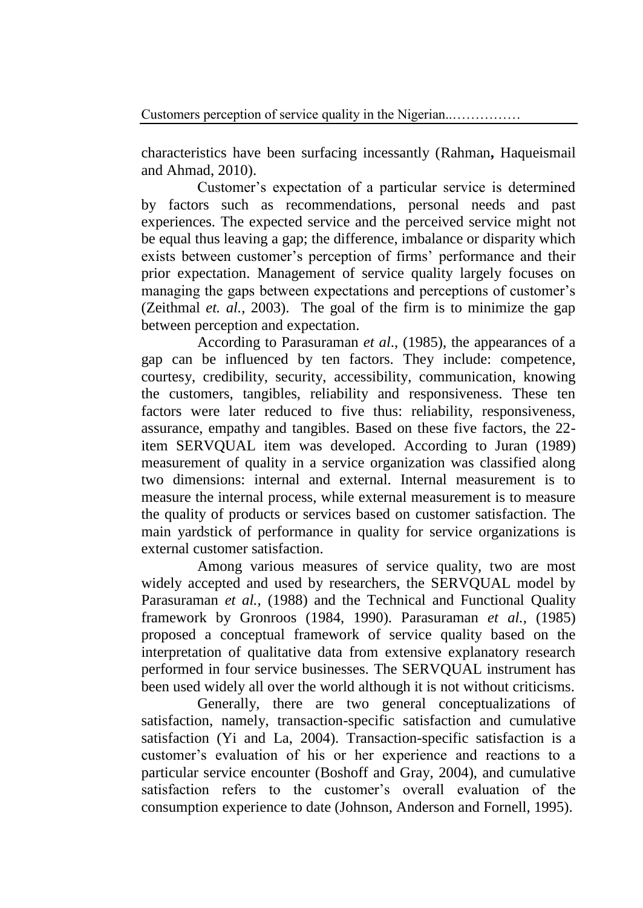characteristics have been surfacing incessantly (Rahman, Haqueismail and Ahmad, 2010).

Customer's expectation of a particular service is determined by factors such as recommendations, personal needs and past experiences. The expected service and the perceived service might not be equal thus leaving a gap; the difference, imbalance or disparity which exists between customer's perception of firms' performance and their prior expectation. Management of service quality largely focuses on managing the gaps between expectations and perceptions of customer's (Zeithmal *et. al.*, 2003). The goal of the firm is to minimize the gap between perception and expectation.

According to Parasuraman *et al*., (1985), the appearances of a gap can be influenced by ten factors. They include: competence, courtesy, credibility, security, accessibility, communication, knowing the customers, tangibles, reliability and responsiveness. These ten factors were later reduced to five thus: reliability, responsiveness, assurance, empathy and tangibles. Based on these five factors, the 22-item SERVQUAL item was developed. According to Juran (1989) measurement of quality in a service organization was classified along two dimensions: internal and external. Internal measurement is to measure the internal process, while external measurement is to measure the quality of products or services based on customer satisfaction. The main yardstick of performance in quality for service organizations is external customer satisfaction.

Among various measures of service quality, two are most widely accepted and used by researchers, the SERVQUAL model by Parasuraman *et al.,* (1988) and the Technical and Functional Quality framework by Gronroos (1984, 1990). Parasuraman *et al.,* (1985) proposed a conceptual framework of service quality based on the interpretation of qualitative data from extensive explanatory research performed in four service businesses. The SERVQUAL instrument has been used widely all over the world although it is not without criticisms.

Generally, there are two general conceptualizations of satisfaction, namely, transaction-specific satisfaction and cumulative satisfaction (Yi and La, 2004). Transaction-specific satisfaction is a customer's evaluation of his or her experience and reactions to a particular service encounter (Boshoff and Gray, 2004), and cumulative satisfaction refers to the customer's overall evaluation of the consumption experience to date (Johnson, Anderson and Fornell, 1995).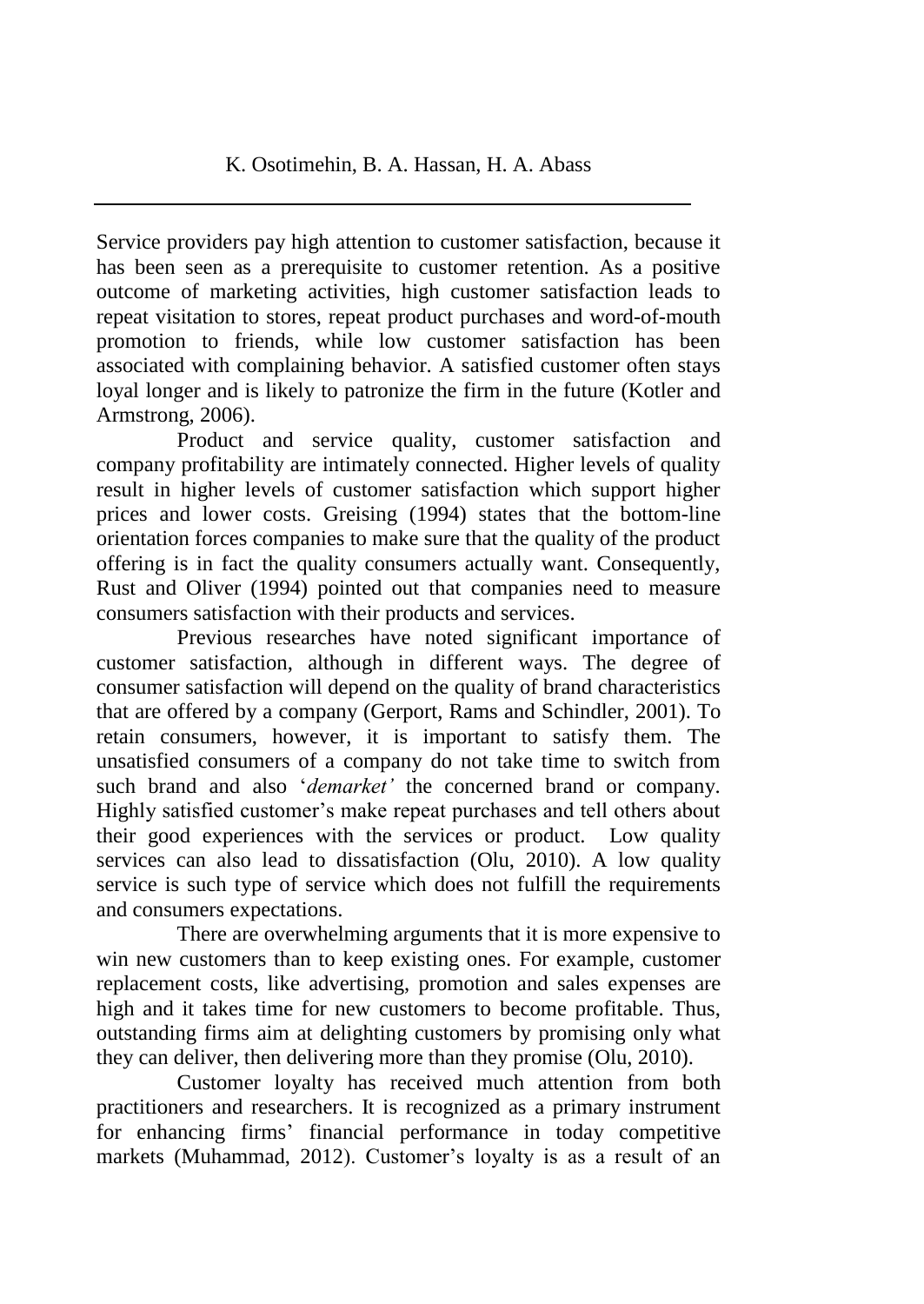Service providers pay high attention to customer satisfaction, because it has been seen as a prerequisite to customer retention. As a positive outcome of marketing activities, high customer satisfaction leads to repeat visitation to stores, repeat product purchases and word-of-mouth promotion to friends, while low customer satisfaction has been associated with complaining behavior. A satisfied customer often stays loyal longer and is likely to patronize the firm in the future (Kotler and Armstrong, 2006).

Product and service quality, customer satisfaction and company profitability are intimately connected. Higher levels of quality result in higher levels of customer satisfaction which support higher prices and lower costs. Greising (1994) states that the bottom-line orientation forces companies to make sure that the quality of the product offering is in fact the quality consumers actually want. Consequently, Rust and Oliver (1994) pointed out that companies need to measure consumers satisfaction with their products and services.

Previous researches have noted significant importance of customer satisfaction, although in different ways. The degree of consumer satisfaction will depend on the quality of brand characteristics that are offered by a company (Gerport, Rams and Schindler, 2001). To retain consumers, however, it is important to satisfy them. The unsatisfied consumers of a company do not take time to switch from such brand and also '*demarket'* the concerned brand or company. Highly satisfied customer's make repeat purchases and tell others about their good experiences with the services or product. Low quality services can also lead to dissatisfaction (Olu, 2010). A low quality service is such type of service which does not fulfill the requirements and consumers expectations.

There are overwhelming arguments that it is more expensive to win new customers than to keep existing ones. For example, customer replacement costs, like advertising, promotion and sales expenses are high and it takes time for new customers to become profitable. Thus, outstanding firms aim at delighting customers by promising only what they can deliver, then delivering more than they promise (Olu, 2010).

Customer loyalty has received much attention from both practitioners and researchers. It is recognized as a primary instrument for enhancing firms' financial performance in today competitive markets (Muhammad, 2012). Customer's loyalty is as a result of an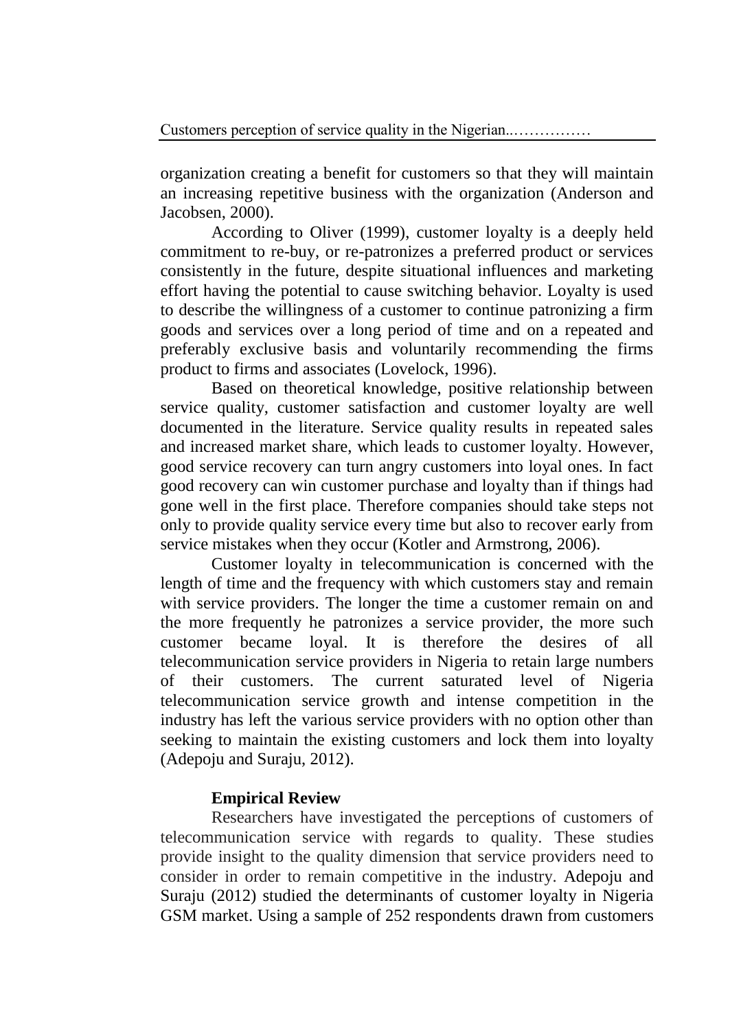organization creating a benefit for customers so that they will maintain an increasing repetitive business with the organization (Anderson and Jacobsen, 2000).

According to Oliver (1999), customer loyalty is a deeply held commitment to re-buy, or re-patronizes a preferred product or services consistently in the future, despite situational influences and marketing effort having the potential to cause switching behavior. Loyalty is used to describe the willingness of a customer to continue patronizing a firm goods and services over a long period of time and on a repeated and preferably exclusive basis and voluntarily recommending the firms product to firms and associates (Lovelock, 1996).

Based on theoretical knowledge, positive relationship between service quality, customer satisfaction and customer loyalty are well documented in the literature. Service quality results in repeated sales and increased market share, which leads to customer loyalty. However, good service recovery can turn angry customers into loyal ones. In fact good recovery can win customer purchase and loyalty than if things had gone well in the first place. Therefore companies should take steps not only to provide quality service every time but also to recover early from service mistakes when they occur (Kotler and Armstrong, 2006).

Customer loyalty in telecommunication is concerned with the length of time and the frequency with which customers stay and remain with service providers. The longer the time a customer remain on and the more frequently he patronizes a service provider, the more such customer became loyal. It is therefore the desires of all telecommunication service providers in Nigeria to retain large numbers of their customers. The current saturated level of Nigeria telecommunication service growth and intense competition in the industry has left the various service providers with no option other than seeking to maintain the existing customers and lock them into loyalty (Adepoju and Suraju, 2012).

## Empirical Review

Researchers have investigated the perceptions of customers of telecommunication service with regards to quality. These studies provide insight to the quality dimension that service providers need to consider in order to remain competitive in the industry. Adepoju and Suraju (2012) studied the determinants of customer loyalty in Nigeria GSM market. Using a sample of 252 respondents drawn from customers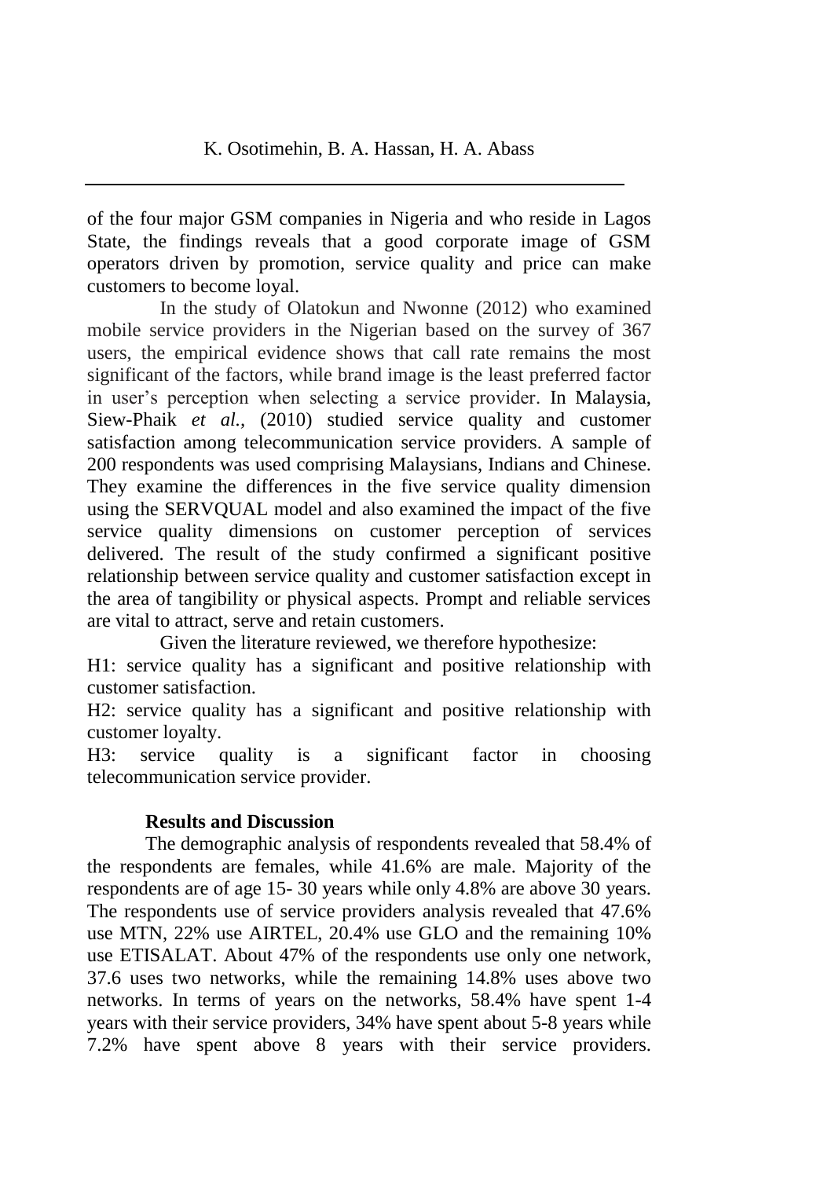of the four major GSM companies in Nigeria and who reside in Lagos State, the findings reveals that a good corporate image of GSM operators driven by promotion, service quality and price can make customers to become loyal.

In the study of Olatokun and Nwonne (2012) who examined mobile service providers in the Nigerian based on the survey of 367 users, the empirical evidence shows that call rate remains the most significant of the factors, while brand image is the least preferred factor in user's perception when selecting a service provider. In Malaysia, Siew-Phaik *et al.,* (2010) studied service quality and customer satisfaction among telecommunication service providers. A sample of 200 respondents was used comprising Malaysians, Indians and Chinese. They examine the differences in the five service quality dimension using the SERVQUAL model and also examined the impact of the five service quality dimensions on customer perception of services delivered. The result of the study confirmed a significant positive relationship between service quality and customer satisfaction except in the area of tangibility or physical aspects. Prompt and reliable services are vital to attract, serve and retain customers.

Given the literature reviewed, we therefore hypothesize:

H1: service quality has a significant and positive relationship with customer satisfaction.

H2: service quality has a significant and positive relationship with customer loyalty.

H3: service quality is a significant factor in choosing telecommunication service provider.

**Results and Discussion**

The demographic analysis of respondents revealed that 58.4% of the respondents are females, while 41.6% are male. Majority of the respondents are of age 15- 30 years while only 4.8% are above 30 years. The respondents use of service providers analysis revealed that 47.6% use MTN, 22% use AIRTEL, 20.4% use GLO and the remaining 10% use ETISALAT. About 47% of the respondents use only one network, 37.6 uses two networks, while the remaining 14.8% uses above two networks. In terms of years on the networks, 58.4% have spent 1-4 years with their service providers, 34% have spent about 5-8 years while 7.2% have spent above 8 years with their service providers.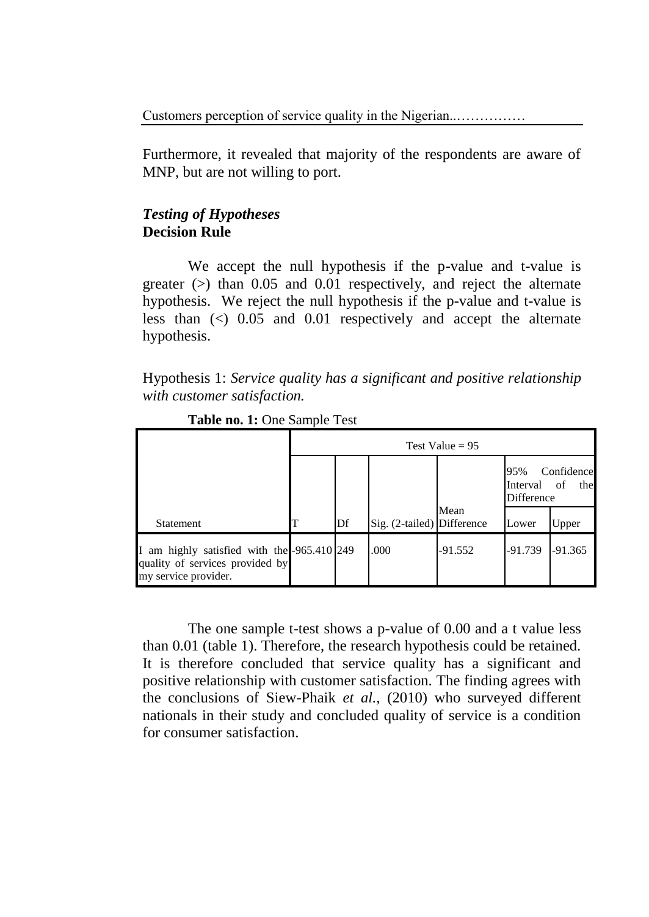Furthermore, it revealed that majority of the respondents are aware of MNP, but are not willing to port.

### *Testing of Hypotheses*

**Decision Rule**

We accept the null hypothesis if the p-value and t-value is greater (>) than 0.05 and 0.01 respectively, and reject the alternate hypothesis. We reject the null hypothesis if the p-value and t-value is less than (<) 0.05 and 0.01 respectively and accept the alternate hypothesis.

Hypothesis 1: *Service quality has a significant and positive relationship with customer satisfaction.*

**Table no. 1:** One Sample Test

| | Test Value = 95 | | | | | |
|---|---|---|---|---|---|---|
| | | | | | 95% Confidence Interval of the Difference | |
| Statement | T | Df | Sig. (2-tailed) | Mean Difference | Lower | Upper |
| I am highly satisfied with the quality of services provided by my service provider. | -965.410 | 249 | .000 | -91.552 | -91.739 | -91.365 |

The one sample t-test shows a p-value of 0.00 and a t value less than 0.01 (table 1). Therefore, the research hypothesis could be retained. It is therefore concluded that service quality has a significant and positive relationship with customer satisfaction. The finding agrees with the conclusions of Siew-Phaik *et al.,* (2010) who surveyed different nationals in their study and concluded quality of service is a condition for consumer satisfaction.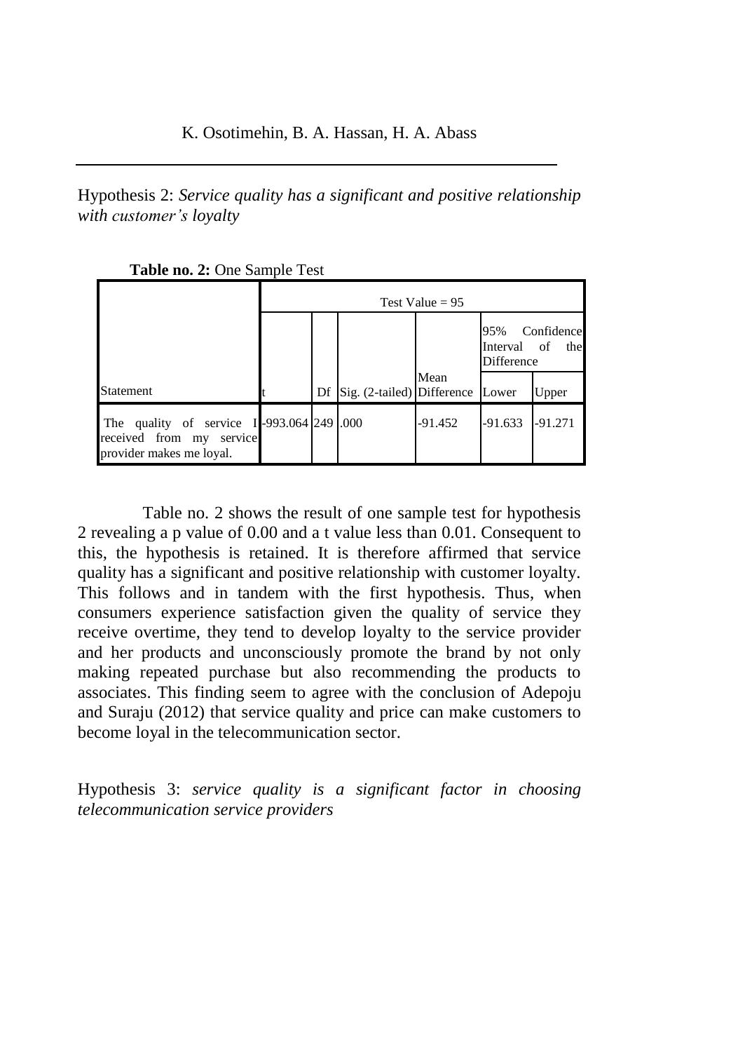Hypothesis 2: *Service quality has a significant and positive relationship with customer's loyalty*

**Table no. 2:** One Sample Test

| | Test Value = 95 | | | | | |
|---|---|---|---|---|---|---|
| | | | | | 95% Confidence Interval of the Difference | |
| Statement | t | Df | Sig. (2-tailed) | Mean Difference | Lower | Upper |
| The quality of service I received from my service provider makes me loyal. | -993.064 | 249 | .000 | -91.452 | -91.633 | -91.271 |

Table no. 2 shows the result of one sample test for hypothesis 2 revealing a p value of 0.00 and a t value less than 0.01. Consequent to this, the hypothesis is retained. It is therefore affirmed that service quality has a significant and positive relationship with customer loyalty. This follows and in tandem with the first hypothesis. Thus, when consumers experience satisfaction given the quality of service they receive overtime, they tend to develop loyalty to the service provider and her products and unconsciously promote the brand by not only making repeated purchase but also recommending the products to associates. This finding seem to agree with the conclusion of Adepoju and Suraju (2012) that service quality and price can make customers to become loyal in the telecommunication sector.

Hypothesis 3: *service quality is a significant factor in choosing telecommunication service providers*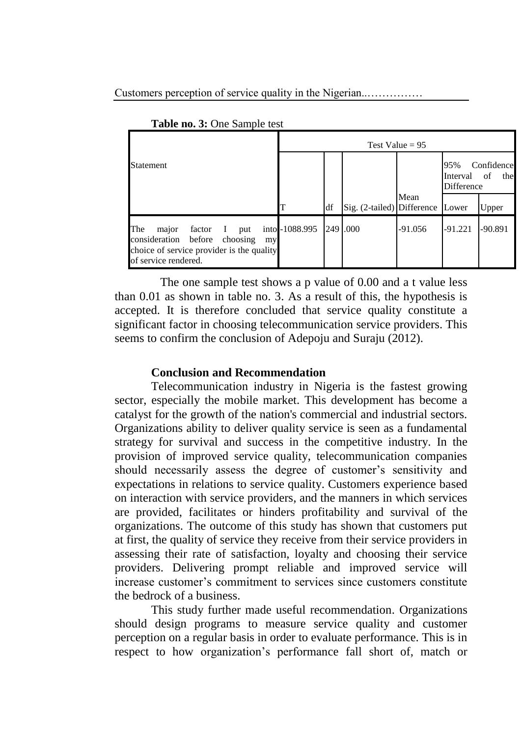**Table no. 3:** One Sample test

| Statement | Test Value = 95 | | | | | |
|---|---|---|---|---|---|---|
| | | | | | 95% Confidence Interval of the Difference | |
| | T | df | Sig. (2-tailed) | Mean Difference | Lower | Upper |
| The major factor I put into consideration before choosing my choice of service provider is the quality of service rendered. | -1088.995 | 249 | .000 | -91.056 | -91.221 | -90.891 |

The one sample test shows a p value of 0.00 and a t value less than 0.01 as shown in table no. 3. As a result of this, the hypothesis is accepted. It is therefore concluded that service quality constitute a significant factor in choosing telecommunication service providers. This seems to confirm the conclusion of Adepoju and Suraju (2012).

### Conclusion and Recommendation

Telecommunication industry in Nigeria is the fastest growing sector, especially the mobile market. This development has become a catalyst for the growth of the nation's commercial and industrial sectors. Organizations ability to deliver quality service is seen as a fundamental strategy for survival and success in the competitive industry. In the provision of improved service quality, telecommunication companies should necessarily assess the degree of customer's sensitivity and expectations in relations to service quality. Customers experience based on interaction with service providers, and the manners in which services are provided, facilitates or hinders profitability and survival of the organizations. The outcome of this study has shown that customers put at first, the quality of service they receive from their service providers in assessing their rate of satisfaction, loyalty and choosing their service providers. Delivering prompt reliable and improved service will increase customer's commitment to services since customers constitute the bedrock of a business.

This study further made useful recommendation. Organizations should design programs to measure service quality and customer perception on a regular basis in order to evaluate performance. This is in respect to how organization's performance fall short of, match or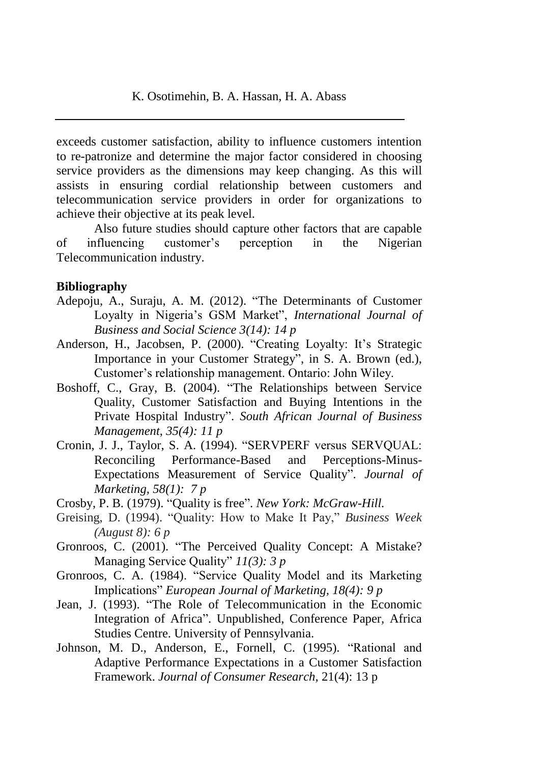exceeds customer satisfaction, ability to influence customers intention to re-patronize and determine the major factor considered in choosing service providers as the dimensions may keep changing. As this will assists in ensuring cordial relationship between customers and telecommunication service providers in order for organizations to achieve their objective at its peak level.

Also future studies should capture other factors that are capable of influencing customer's perception in the Nigerian Telecommunication industry.

**Bibliography**

Adepoju, A., Suraju, A. M. (2012). "The Determinants of Customer Loyalty in Nigeria's GSM Market", *International Journal of Business and Social Science 3(14): 14 p*

Anderson, H., Jacobsen, P. (2000). "Creating Loyalty: It's Strategic Importance in your Customer Strategy", in S. A. Brown (ed.), Customer's relationship management. Ontario: John Wiley.

Boshoff, C., Gray, B. (2004). "The Relationships between Service Quality, Customer Satisfaction and Buying Intentions in the Private Hospital Industry". *South African Journal of Business Management, 35(4): 11 p*

Cronin, J. J., Taylor, S. A. (1994). "SERVPERF versus SERVQUAL: Reconciling Performance-Based and Perceptions-Minus-Expectations Measurement of Service Quality". *Journal of Marketing, 58(1): 7 p*

Crosby, P. B. (1979). "Quality is free". *New York: McGraw-Hill.*

Greising, D. (1994). "Quality: How to Make It Pay," *Business Week (August 8): 6 p*

Gronroos, C. (2001). "The Perceived Quality Concept: A Mistake? Managing Service Quality" *11(3): 3 p*

Gronroos, C. A. (1984). "Service Quality Model and its Marketing Implications" *European Journal of Marketing, 18(4): 9 p*

Jean, J. (1993). "The Role of Telecommunication in the Economic Integration of Africa". Unpublished, Conference Paper, Africa Studies Centre. University of Pennsylvania.

Johnson, M. D., Anderson, E., Fornell, C. (1995). "Rational and Adaptive Performance Expectations in a Customer Satisfaction Framework. *Journal of Consumer Research,* 21(4): 13 p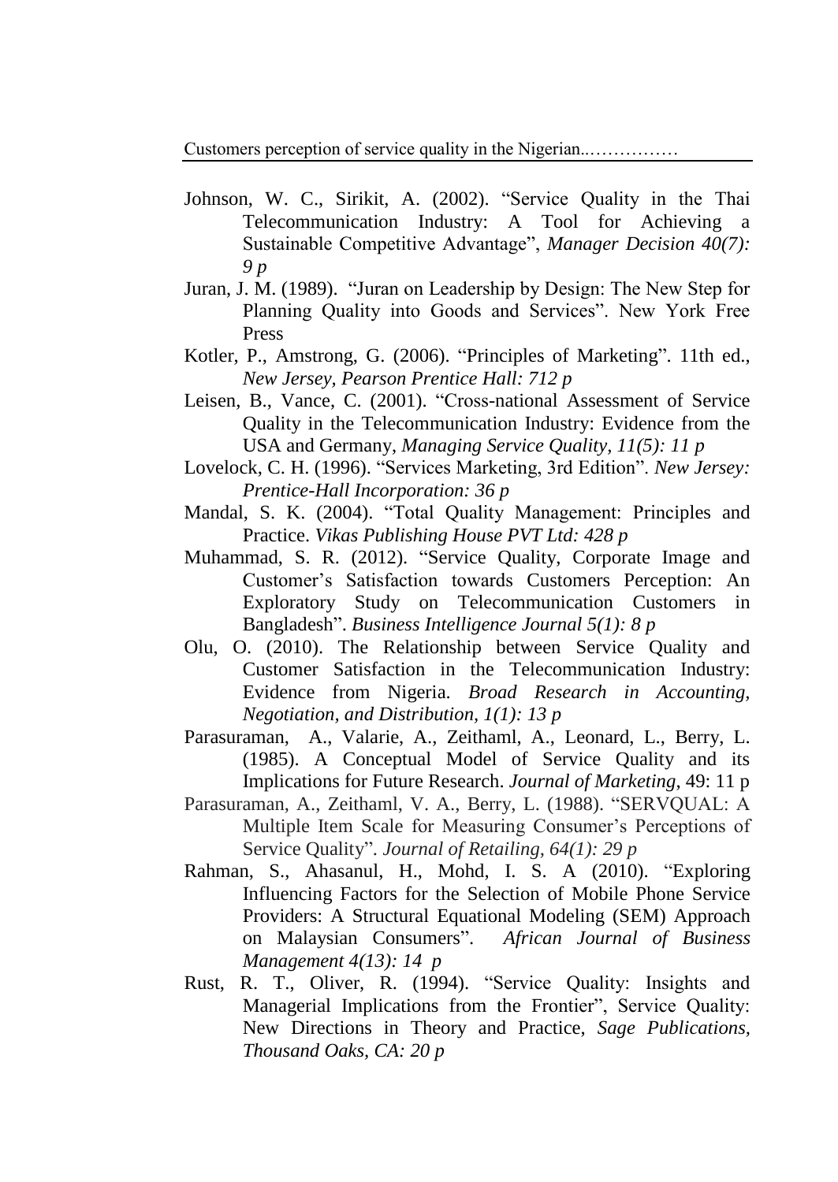Johnson, W. C., Sirikit, A. (2002). "Service Quality in the Thai Telecommunication Industry: A Tool for Achieving a Sustainable Competitive Advantage", *Manager Decision 40(7): 9 p*

Juran, J. M. (1989). "Juran on Leadership by Design: The New Step for Planning Quality into Goods and Services". New York Free Press

Kotler, P., Amstrong, G. (2006). "Principles of Marketing". 11th ed., *New Jersey, Pearson Prentice Hall: 712 p*

Leisen, B., Vance, C. (2001). "Cross-national Assessment of Service Quality in the Telecommunication Industry: Evidence from the USA and Germany, *Managing Service Quality, 11(5): 11 p*

Lovelock, C. H. (1996). "Services Marketing, 3rd Edition". *New Jersey: Prentice-Hall Incorporation: 36 p*

Mandal, S. K. (2004). "Total Quality Management: Principles and Practice. *Vikas Publishing House PVT Ltd: 428 p*

Muhammad, S. R. (2012). "Service Quality, Corporate Image and Customer's Satisfaction towards Customers Perception: An Exploratory Study on Telecommunication Customers in Bangladesh". *Business Intelligence Journal 5(1): 8 p*

Olu, O. (2010). The Relationship between Service Quality and Customer Satisfaction in the Telecommunication Industry: Evidence from Nigeria. *Broad Research in Accounting, Negotiation, and Distribution, 1(1): 13 p*

Parasuraman, A., Valarie, A., Zeithaml, A., Leonard, L., Berry, L. (1985). A Conceptual Model of Service Quality and its Implications for Future Research. *Journal of Marketing*, 49: 11 p

Parasuraman, A., Zeithaml, V. A., Berry, L. (1988). "SERVQUAL: A Multiple Item Scale for Measuring Consumer's Perceptions of Service Quality". *Journal of Retailing, 64(1): 29 p*

Rahman, S., Ahasanul, H., Mohd, I. S. A (2010). "Exploring Influencing Factors for the Selection of Mobile Phone Service Providers: A Structural Equational Modeling (SEM) Approach on Malaysian Consumers". *African Journal of Business Management 4(13): 14 p*

Rust, R. T., Oliver, R. (1994). "Service Quality: Insights and Managerial Implications from the Frontier", Service Quality: New Directions in Theory and Practice, *Sage Publications, Thousand Oaks, CA: 20 p*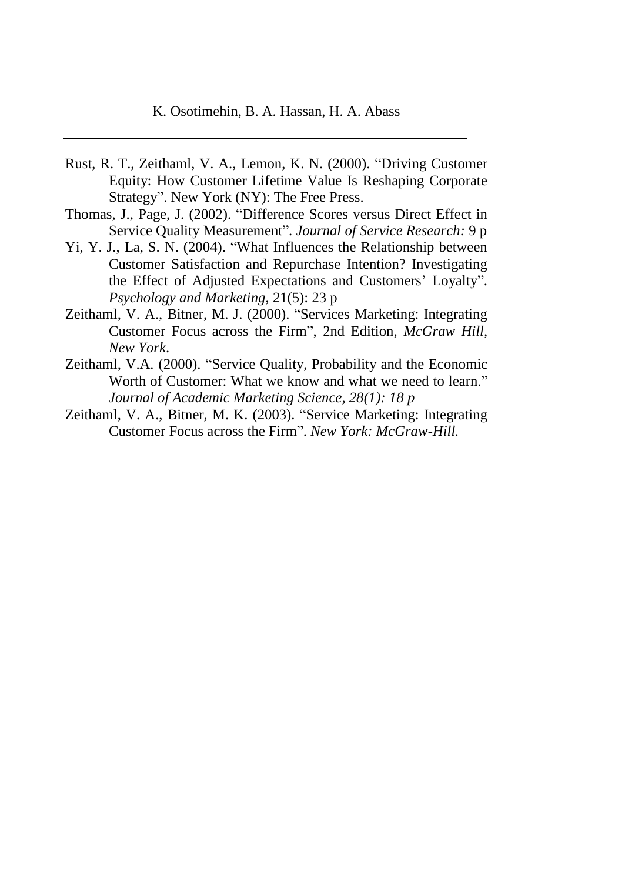Rust, R. T., Zeithaml, V. A., Lemon, K. N. (2000). "Driving Customer Equity: How Customer Lifetime Value Is Reshaping Corporate Strategy". New York (NY): The Free Press.

Thomas, J., Page, J. (2002). "Difference Scores versus Direct Effect in Service Quality Measurement". *Journal of Service Research:* 9 p

Yi, Y. J., La, S. N. (2004). "What Influences the Relationship between Customer Satisfaction and Repurchase Intention? Investigating the Effect of Adjusted Expectations and Customers' Loyalty". *Psychology and Marketing*, 21(5): 23 p

Zeithaml, V. A., Bitner, M. J. (2000). "Services Marketing: Integrating Customer Focus across the Firm", 2nd Edition, *McGraw Hill, New York*.

Zeithaml, V.A. (2000). "Service Quality, Probability and the Economic Worth of Customer: What we know and what we need to learn." *Journal of Academic Marketing Science, 28(1): 18 p*

Zeithaml, V. A., Bitner, M. K. (2003). "Service Marketing: Integrating Customer Focus across the Firm". *New York: McGraw-Hill.*